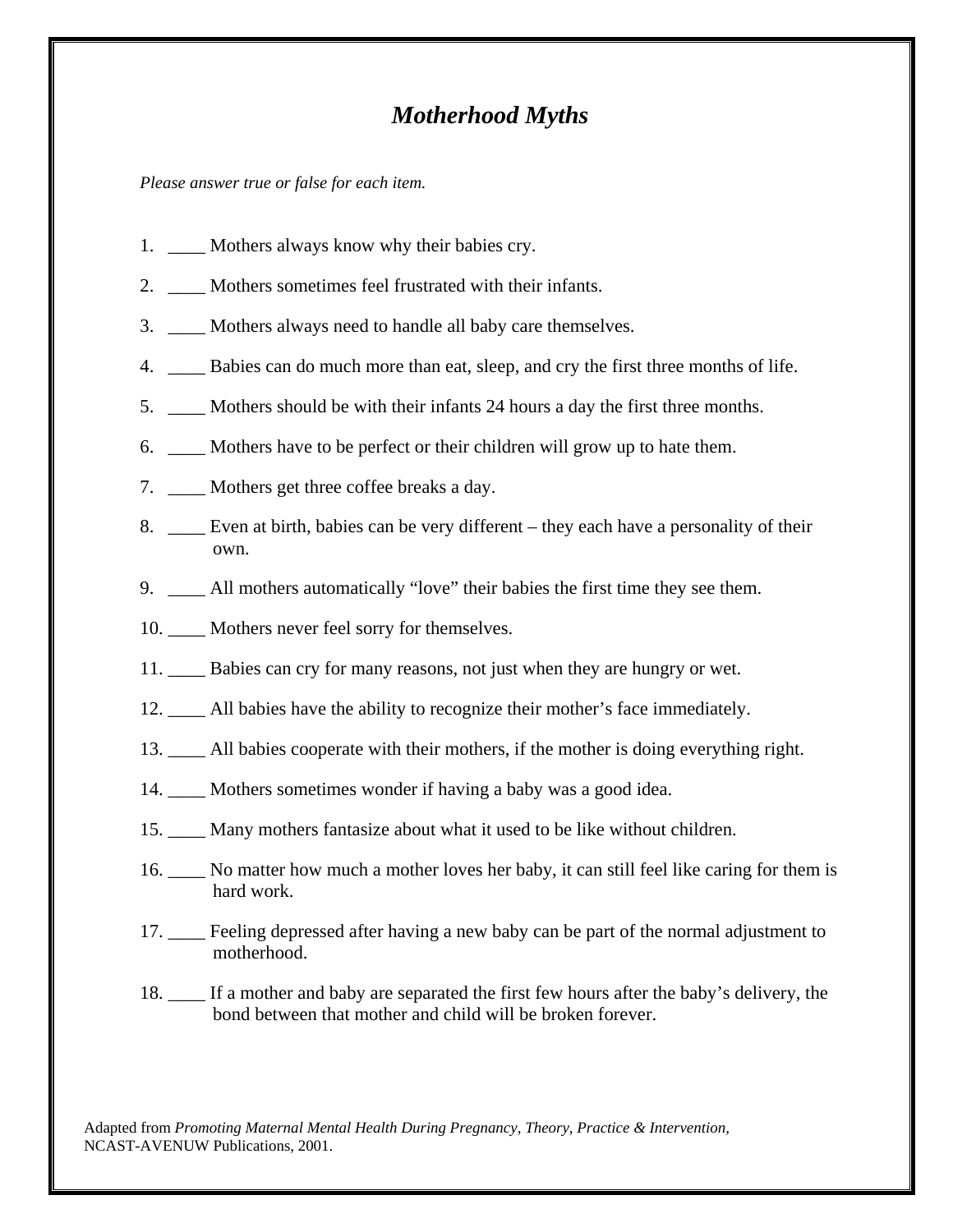# *Motherhood Myths*

*Please answer true or false for each item.*

1. ____ Mothers always know why their babies cry.
2. ____ Mothers sometimes feel frustrated with their infants.
3. ____ Mothers always need to handle all baby care themselves.
4. ____ Babies can do much more than eat, sleep, and cry the first three months of life.
5. ____ Mothers should be with their infants 24 hours a day the first three months.
6. ____ Mothers have to be perfect or their children will grow up to hate them.
7. ____ Mothers get three coffee breaks a day.
8. ____ Even at birth, babies can be very different – they each have a personality of their own.
9. ____ All mothers automatically "love" their babies the first time they see them.
10. ____ Mothers never feel sorry for themselves.
11. ____ Babies can cry for many reasons, not just when they are hungry or wet.
12. ____ All babies have the ability to recognize their mother's face immediately.
13. ____ All babies cooperate with their mothers, if the mother is doing everything right.
14. ____ Mothers sometimes wonder if having a baby was a good idea.
15. ____ Many mothers fantasize about what it used to be like without children.
16. ____ No matter how much a mother loves her baby, it can still feel like caring for them is hard work.
17. ____ Feeling depressed after having a new baby can be part of the normal adjustment to motherhood.
18. ____ If a mother and baby are separated the first few hours after the baby's delivery, the bond between that mother and child will be broken forever.

Adapted from *Promoting Maternal Mental Health During Pregnancy, Theory, Practice & Intervention,* NCAST-AVENUW Publications, 2001.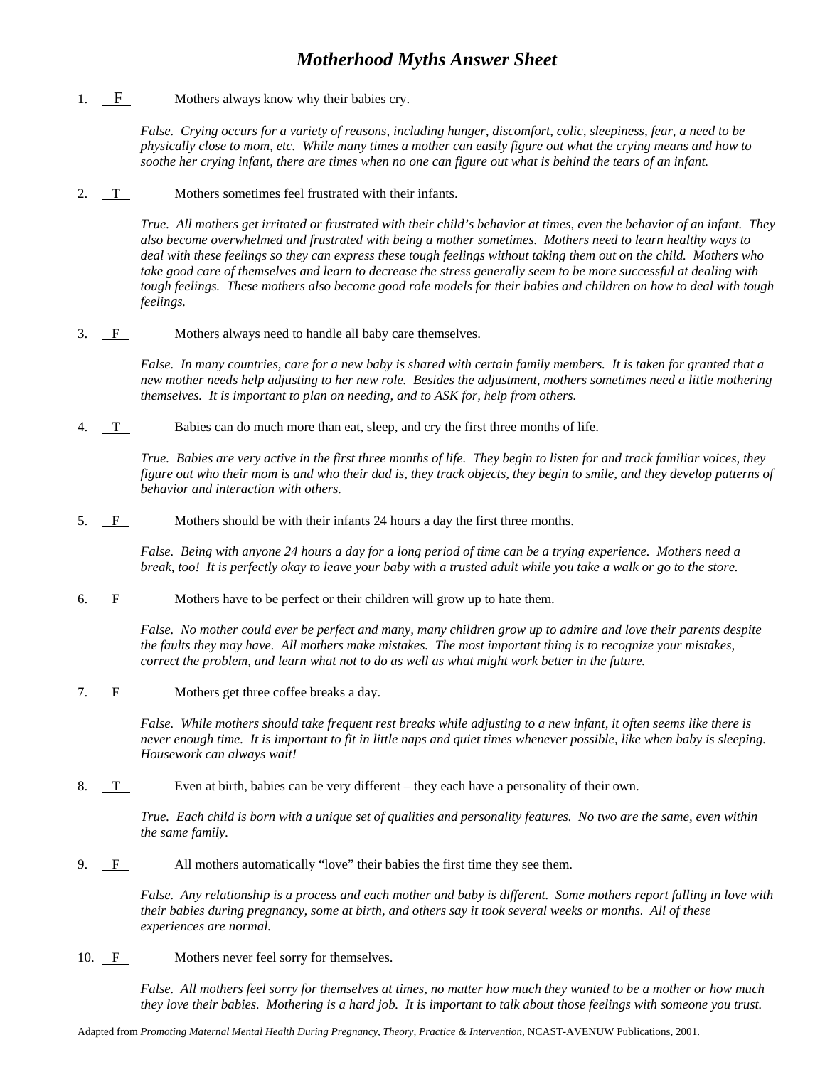# *Motherhood Myths Answer Sheet*

1. F Mothers always know why their babies cry.

   *False. Crying occurs for a variety of reasons, including hunger, discomfort, colic, sleepiness, fear, a need to be physically close to mom, etc. While many times a mother can easily figure out what the crying means and how to soothe her crying infant, there are times when no one can figure out what is behind the tears of an infant.*

2. T Mothers sometimes feel frustrated with their infants.

   *True. All mothers get irritated or frustrated with their child's behavior at times, even the behavior of an infant. They also become overwhelmed and frustrated with being a mother sometimes. Mothers need to learn healthy ways to deal with these feelings so they can express these tough feelings without taking them out on the child. Mothers who take good care of themselves and learn to decrease the stress generally seem to be more successful at dealing with tough feelings. These mothers also become good role models for their babies and children on how to deal with tough feelings.*

3. F Mothers always need to handle all baby care themselves.

   *False. In many countries, care for a new baby is shared with certain family members. It is taken for granted that a new mother needs help adjusting to her new role. Besides the adjustment, mothers sometimes need a little mothering themselves. It is important to plan on needing, and to ASK for, help from others.*

4. T Babies can do much more than eat, sleep, and cry the first three months of life.

   *True. Babies are very active in the first three months of life. They begin to listen for and track familiar voices, they figure out who their mom is and who their dad is, they track objects, they begin to smile, and they develop patterns of behavior and interaction with others.*

5. F Mothers should be with their infants 24 hours a day the first three months.

   *False. Being with anyone 24 hours a day for a long period of time can be a trying experience. Mothers need a break, too! It is perfectly okay to leave your baby with a trusted adult while you take a walk or go to the store.*

6. F Mothers have to be perfect or their children will grow up to hate them.

   *False. No mother could ever be perfect and many, many children grow up to admire and love their parents despite the faults they may have. All mothers make mistakes. The most important thing is to recognize your mistakes, correct the problem, and learn what not to do as well as what might work better in the future.*

7. F Mothers get three coffee breaks a day.

   *False. While mothers should take frequent rest breaks while adjusting to a new infant, it often seems like there is never enough time. It is important to fit in little naps and quiet times whenever possible, like when baby is sleeping. Housework can always wait!*

8. T Even at birth, babies can be very different – they each have a personality of their own.

   *True. Each child is born with a unique set of qualities and personality features. No two are the same, even within the same family.*

9. F All mothers automatically "love" their babies the first time they see them.

   *False. Any relationship is a process and each mother and baby is different. Some mothers report falling in love with their babies during pregnancy, some at birth, and others say it took several weeks or months. All of these experiences are normal.*

10. F Mothers never feel sorry for themselves.

    *False. All mothers feel sorry for themselves at times, no matter how much they wanted to be a mother or how much they love their babies. Mothering is a hard job. It is important to talk about those feelings with someone you trust.*

Adapted from *Promoting Maternal Mental Health During Pregnancy, Theory, Practice & Intervention*, NCAST-AVENUW Publications, 2001.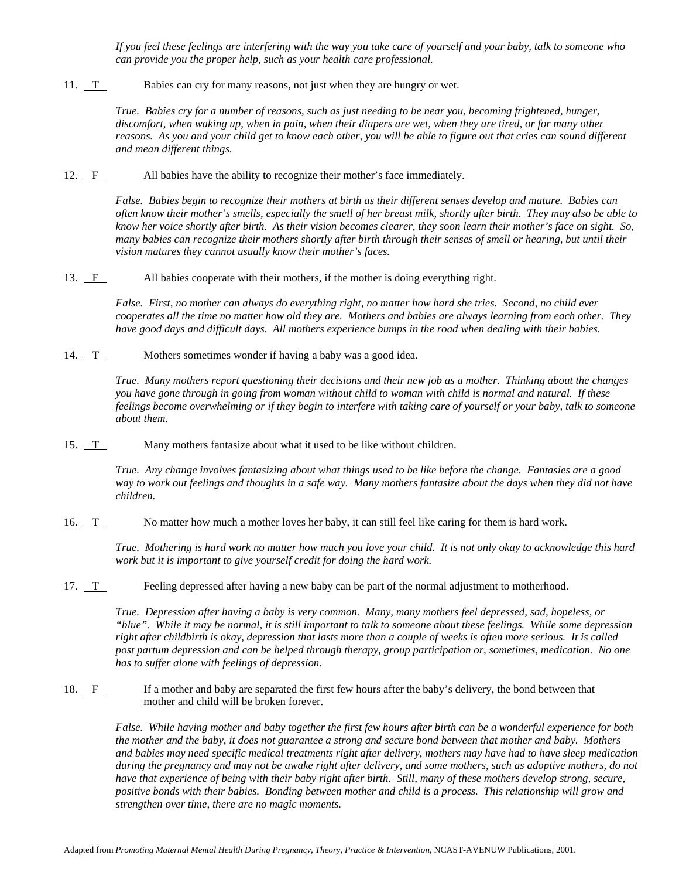*If you feel these feelings are interfering with the way you take care of yourself and your baby, talk to someone who can provide you the proper help, such as your health care professional.*

11. T Babies can cry for many reasons, not just when they are hungry or wet.

*True. Babies cry for a number of reasons, such as just needing to be near you, becoming frightened, hunger, discomfort, when waking up, when in pain, when their diapers are wet, when they are tired, or for many other reasons. As you and your child get to know each other, you will be able to figure out that cries can sound different and mean different things.*

12. F All babies have the ability to recognize their mother's face immediately.

*False. Babies begin to recognize their mothers at birth as their different senses develop and mature. Babies can often know their mother's smells, especially the smell of her breast milk, shortly after birth. They may also be able to know her voice shortly after birth. As their vision becomes clearer, they soon learn their mother's face on sight. So, many babies can recognize their mothers shortly after birth through their senses of smell or hearing, but until their vision matures they cannot usually know their mother's faces.*

13. F All babies cooperate with their mothers, if the mother is doing everything right.

*False. First, no mother can always do everything right, no matter how hard she tries. Second, no child ever cooperates all the time no matter how old they are. Mothers and babies are always learning from each other. They have good days and difficult days. All mothers experience bumps in the road when dealing with their babies.*

14. T Mothers sometimes wonder if having a baby was a good idea.

*True. Many mothers report questioning their decisions and their new job as a mother. Thinking about the changes you have gone through in going from woman without child to woman with child is normal and natural. If these feelings become overwhelming or if they begin to interfere with taking care of yourself or your baby, talk to someone about them.*

15. T Many mothers fantasize about what it used to be like without children.

*True. Any change involves fantasizing about what things used to be like before the change. Fantasies are a good way to work out feelings and thoughts in a safe way. Many mothers fantasize about the days when they did not have children.*

16. T No matter how much a mother loves her baby, it can still feel like caring for them is hard work.

*True. Mothering is hard work no matter how much you love your child. It is not only okay to acknowledge this hard work but it is important to give yourself credit for doing the hard work.*

17. T Feeling depressed after having a new baby can be part of the normal adjustment to motherhood.

*True. Depression after having a baby is very common. Many, many mothers feel depressed, sad, hopeless, or "blue". While it may be normal, it is still important to talk to someone about these feelings. While some depression right after childbirth is okay, depression that lasts more than a couple of weeks is often more serious. It is called post partum depression and can be helped through therapy, group participation or, sometimes, medication. No one has to suffer alone with feelings of depression.*

18. F If a mother and baby are separated the first few hours after the baby's delivery, the bond between that mother and child will be broken forever.

*False. While having mother and baby together the first few hours after birth can be a wonderful experience for both the mother and the baby, it does not guarantee a strong and secure bond between that mother and baby. Mothers and babies may need specific medical treatments right after delivery, mothers may have had to have sleep medication during the pregnancy and may not be awake right after delivery, and some mothers, such as adoptive mothers, do not have that experience of being with their baby right after birth. Still, many of these mothers develop strong, secure, positive bonds with their babies. Bonding between mother and child is a process. This relationship will grow and strengthen over time, there are no magic moments.*

Adapted from *Promoting Maternal Mental Health During Pregnancy, Theory, Practice & Intervention*, NCAST-AVENUW Publications, 2001.